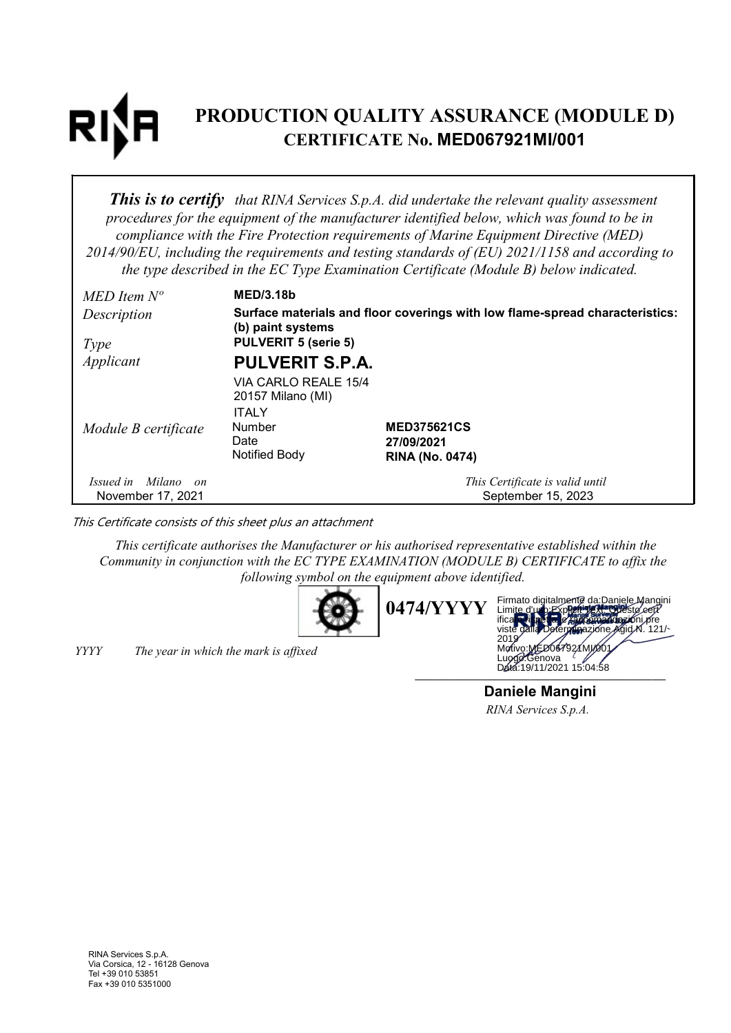# PRODUCTION QUALITY ASSURANCE (MODULE D)
## CERTIFICATE No. MED067921MI/001

***This is to certify*** *that RINA Services S.p.A. did undertake the relevant quality assessment procedures for the equipment of the manufacturer identified below, which was found to be in compliance with the Fire Protection requirements of Marine Equipment Directive (MED) 2014/90/EU, including the requirements and testing standards of (EU) 2021/1158 and according to the type described in the EC Type Examination Certificate (Module B) below indicated.*

| | | |
|---|---|---|
| *MED Item Nº* | **MED/3.18b** | |
| *Description* | **Surface materials and floor coverings with low flame-spread characteristics: (b) paint systems** | |
| *Type* | **PULVERIT 5 (serie 5)** | |
| *Applicant* | **PULVERIT S.P.A.**<br>VIA CARLO REALE 15/4<br>20157 Milano (MI)<br>ITALY | |
| *Module B certificate* | Number | **MED375621CS** |
| | Date | **27/09/2021** |
| | Notified Body | **RINA (No. 0474)** |

*Issued in Milano on* November 17, 2021

*This Certificate is valid until* September 15, 2023

*This Certificate consists of this sheet plus an attachment*

*This certificate authorises the Manufacturer or his authorised representative established within the Community in conjunction with the EC TYPE EXAMINATION (MODULE B) CERTIFICATE to affix the following symbol on the equipment above identified.*

**0474/YYYY**

*YYYY* *The year in which the mark is affixed*

Firmato digitalmente da:Daniele Mangini
Limite d'uso:Explicit Text: Questo certificato rispetta le raccomandazioni previste dalla Determinazione Agid N. 121/2019
Motivo:MED067921MI/001
Luogo:Genova
Data:19/11/2021 15:04:58

**Daniele Mangini**
*RINA Services S.p.A.*

RINA Services S.p.A.
Via Corsica, 12 - 16128 Genova
Tel +39 010 53851
Fax +39 010 5351000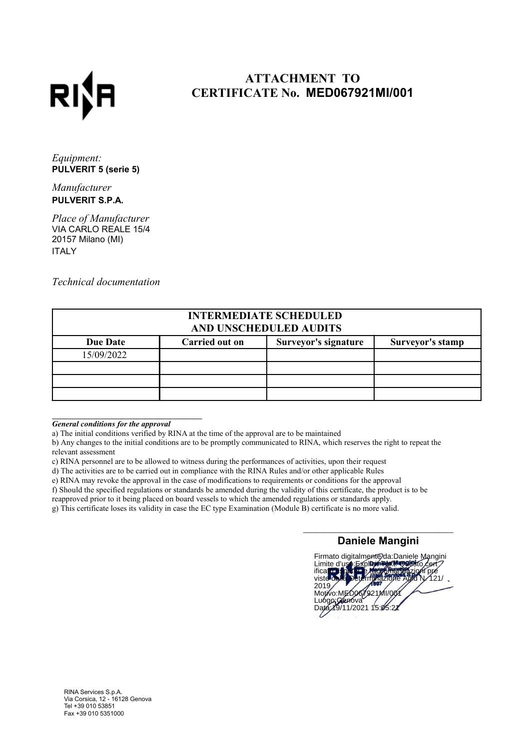# ATTACHMENT TO CERTIFICATE No. MED067921MI/001

*Equipment:*
**PULVERIT 5 (serie 5)**

*Manufacturer*
**PULVERIT S.P.A.**

*Place of Manufacturer*
VIA CARLO REALE 15/4
20157 Milano (MI)
ITALY

*Technical documentation*

| INTERMEDIATE SCHEDULED AND UNSCHEDULED AUDITS | | | |
|---|---|---|---|
| **Due Date** | **Carried out on** | **Surveyor's signature** | **Surveyor's stamp** |
| 15/09/2022 | | | |
| | | | |
| | | | |
| | | | |

***General conditions for the approval***

a) The initial conditions verified by RINA at the time of the approval are to be maintained

b) Any changes to the initial conditions are to be promptly communicated to RINA, which reserves the right to repeat the relevant assessment

c) RINA personnel are to be allowed to witness during the performances of activities, upon their request

d) The activities are to be carried out in compliance with the RINA Rules and/or other applicable Rules

e) RINA may revoke the approval in the case of modifications to requirements or conditions for the approval

f) Should the specified regulations or standards be amended during the validity of this certificate, the product is to be reapproved prior to it being placed on board vessels to which the amended regulations or standards apply.

g) This certificate loses its validity in case the EC type Examination (Module B) certificate is no more valid.

**Daniele Mangini**

Firmato digitalmente da:Daniele Mangini
Limite d'uso:Explicit Text: Questo certificato rispetta le raccomandazioni previste dalla Determinazione Agid N. 121/2019
Motivo:MED067921MI/001
Luogo:Genova
Data:19/11/2021 15:05:21

RINA Services S.p.A.
Via Corsica, 12 - 16128 Genova
Tel +39 010 53851
Fax +39 010 5351000